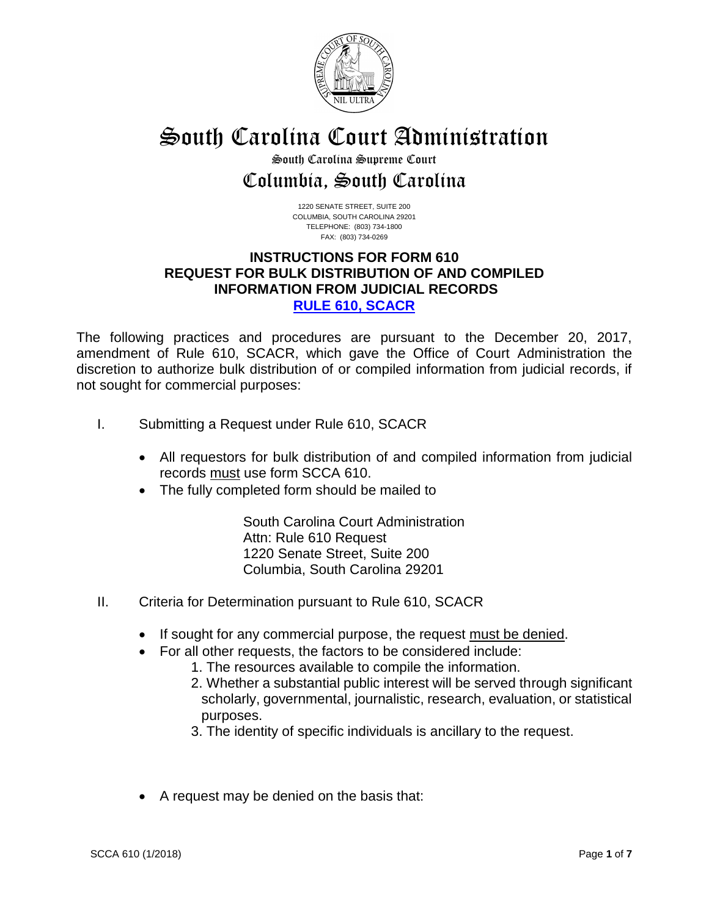# South Carolina Court Administration

## South Carolina Supreme Court

## Columbia, South Carolina

1220 SENATE STREET, SUITE 200
COLUMBIA, SOUTH CAROLINA 29201
TELEPHONE: (803) 734-1800
FAX: (803) 734-0269

### INSTRUCTIONS FOR FORM 610
### REQUEST FOR BULK DISTRIBUTION OF AND COMPILED INFORMATION FROM JUDICIAL RECORDS
### RULE 610, SCACR

The following practices and procedures are pursuant to the December 20, 2017, amendment of Rule 610, SCACR, which gave the Office of Court Administration the discretion to authorize bulk distribution of or compiled information from judicial records, if not sought for commercial purposes:

I. Submitting a Request under Rule 610, SCACR

- All requestors for bulk distribution of and compiled information from judicial records must use form SCCA 610.
- The fully completed form should be mailed to

  South Carolina Court Administration
  Attn: Rule 610 Request
  1220 Senate Street, Suite 200
  Columbia, South Carolina 29201

II. Criteria for Determination pursuant to Rule 610, SCACR

- If sought for any commercial purpose, the request must be denied.
- For all other requests, the factors to be considered include:
  1. The resources available to compile the information.
  2. Whether a substantial public interest will be served through significant scholarly, governmental, journalistic, research, evaluation, or statistical purposes.
  3. The identity of specific individuals is ancillary to the request.

- A request may be denied on the basis that: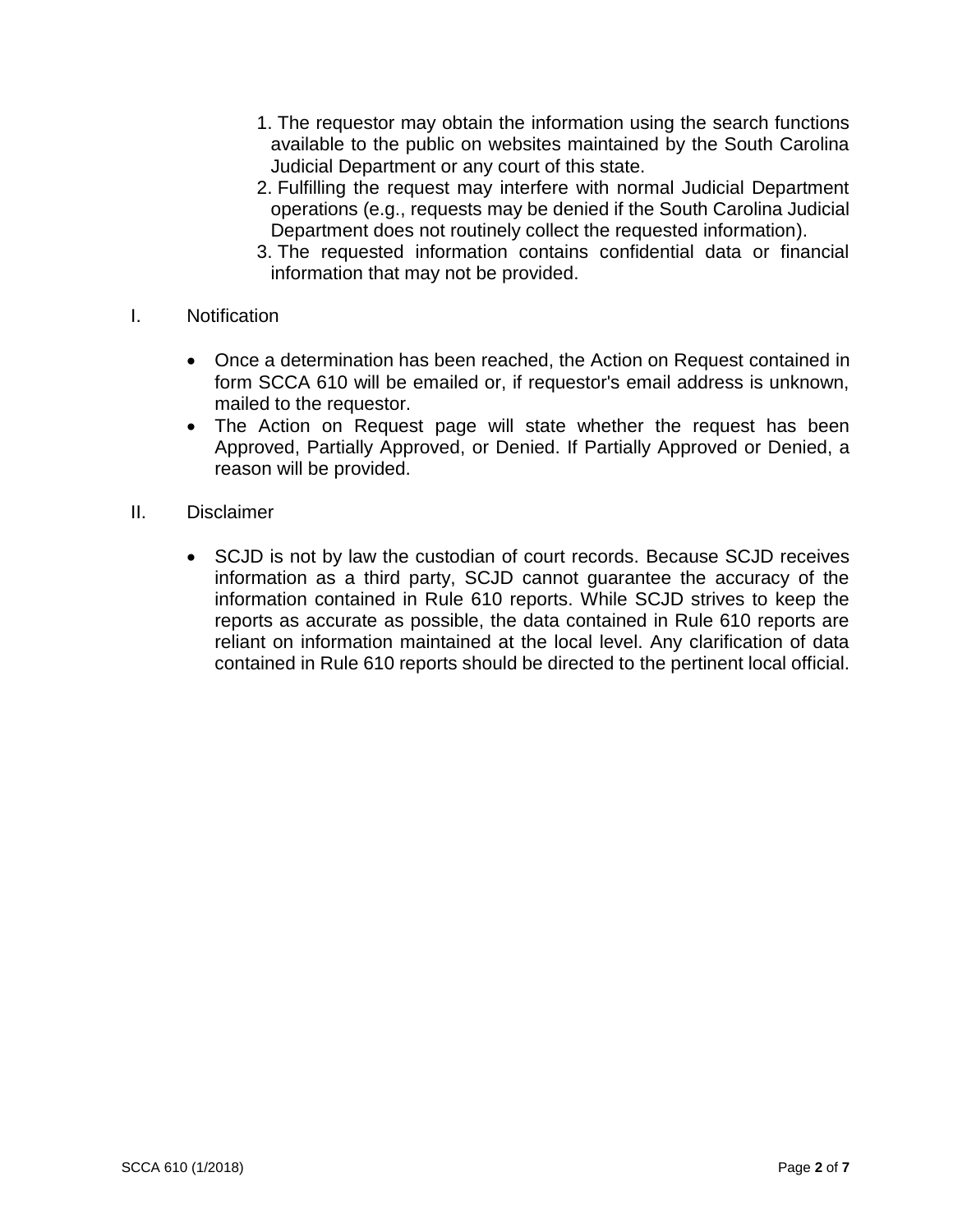1. The requestor may obtain the information using the search functions available to the public on websites maintained by the South Carolina Judicial Department or any court of this state.
2. Fulfilling the request may interfere with normal Judicial Department operations (e.g., requests may be denied if the South Carolina Judicial Department does not routinely collect the requested information).
3. The requested information contains confidential data or financial information that may not be provided.

## I. Notification

- Once a determination has been reached, the Action on Request contained in form SCCA 610 will be emailed or, if requestor's email address is unknown, mailed to the requestor.
- The Action on Request page will state whether the request has been Approved, Partially Approved, or Denied. If Partially Approved or Denied, a reason will be provided.

## II. Disclaimer

- SCJD is not by law the custodian of court records. Because SCJD receives information as a third party, SCJD cannot guarantee the accuracy of the information contained in Rule 610 reports. While SCJD strives to keep the reports as accurate as possible, the data contained in Rule 610 reports are reliant on information maintained at the local level. Any clarification of data contained in Rule 610 reports should be directed to the pertinent local official.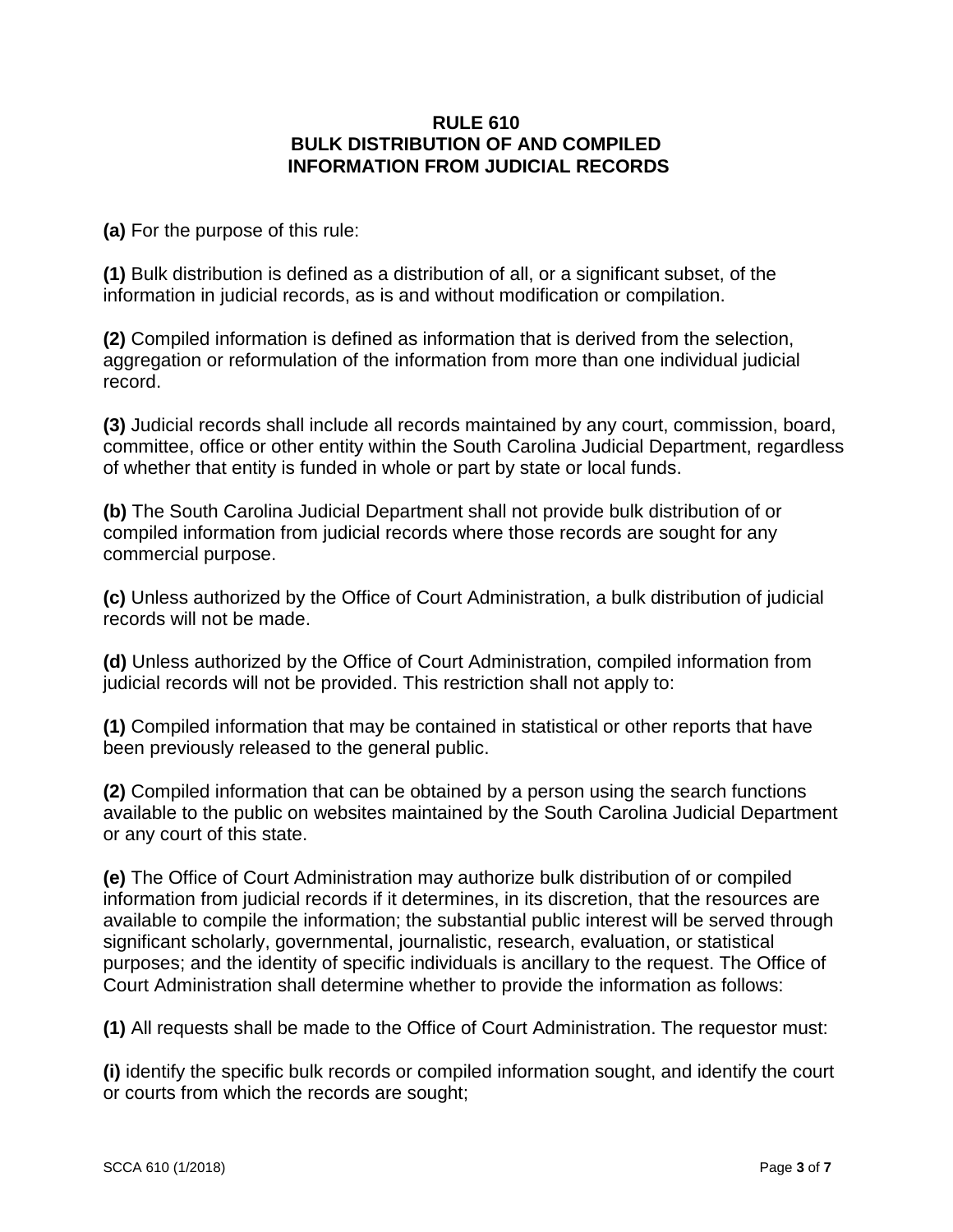# RULE 610
# BULK DISTRIBUTION OF AND COMPILED INFORMATION FROM JUDICIAL RECORDS

**(a)** For the purpose of this rule:

**(1)** Bulk distribution is defined as a distribution of all, or a significant subset, of the information in judicial records, as is and without modification or compilation.

**(2)** Compiled information is defined as information that is derived from the selection, aggregation or reformulation of the information from more than one individual judicial record.

**(3)** Judicial records shall include all records maintained by any court, commission, board, committee, office or other entity within the South Carolina Judicial Department, regardless of whether that entity is funded in whole or part by state or local funds.

**(b)** The South Carolina Judicial Department shall not provide bulk distribution of or compiled information from judicial records where those records are sought for any commercial purpose.

**(c)** Unless authorized by the Office of Court Administration, a bulk distribution of judicial records will not be made.

**(d)** Unless authorized by the Office of Court Administration, compiled information from judicial records will not be provided. This restriction shall not apply to:

**(1)** Compiled information that may be contained in statistical or other reports that have been previously released to the general public.

**(2)** Compiled information that can be obtained by a person using the search functions available to the public on websites maintained by the South Carolina Judicial Department or any court of this state.

**(e)** The Office of Court Administration may authorize bulk distribution of or compiled information from judicial records if it determines, in its discretion, that the resources are available to compile the information; the substantial public interest will be served through significant scholarly, governmental, journalistic, research, evaluation, or statistical purposes; and the identity of specific individuals is ancillary to the request. The Office of Court Administration shall determine whether to provide the information as follows:

**(1)** All requests shall be made to the Office of Court Administration. The requestor must:

**(i)** identify the specific bulk records or compiled information sought, and identify the court or courts from which the records are sought;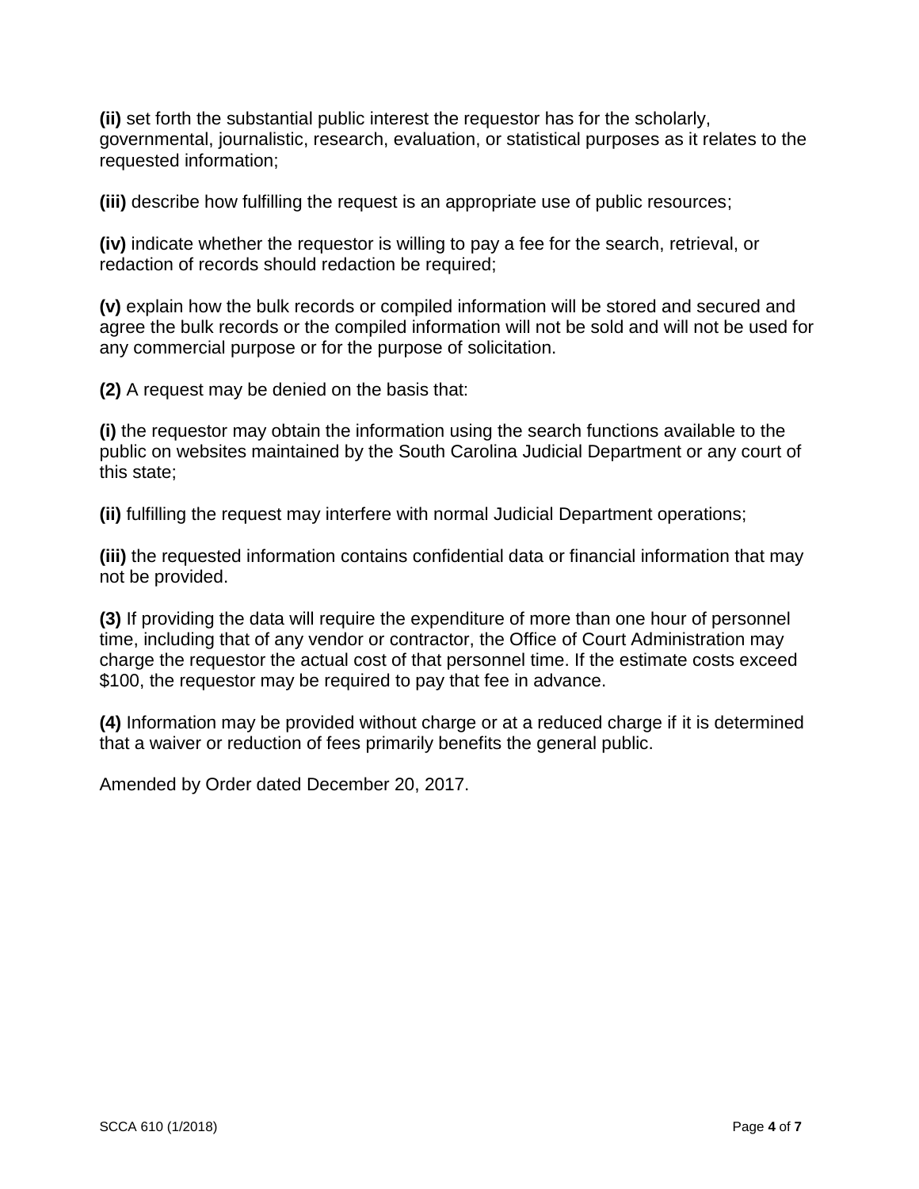**(ii)** set forth the substantial public interest the requestor has for the scholarly, governmental, journalistic, research, evaluation, or statistical purposes as it relates to the requested information;

**(iii)** describe how fulfilling the request is an appropriate use of public resources;

**(iv)** indicate whether the requestor is willing to pay a fee for the search, retrieval, or redaction of records should redaction be required;

**(v)** explain how the bulk records or compiled information will be stored and secured and agree the bulk records or the compiled information will not be sold and will not be used for any commercial purpose or for the purpose of solicitation.

**(2)** A request may be denied on the basis that:

**(i)** the requestor may obtain the information using the search functions available to the public on websites maintained by the South Carolina Judicial Department or any court of this state;

**(ii)** fulfilling the request may interfere with normal Judicial Department operations;

**(iii)** the requested information contains confidential data or financial information that may not be provided.

**(3)** If providing the data will require the expenditure of more than one hour of personnel time, including that of any vendor or contractor, the Office of Court Administration may charge the requestor the actual cost of that personnel time. If the estimate costs exceed $100, the requestor may be required to pay that fee in advance.

**(4)** Information may be provided without charge or at a reduced charge if it is determined that a waiver or reduction of fees primarily benefits the general public.

Amended by Order dated December 20, 2017.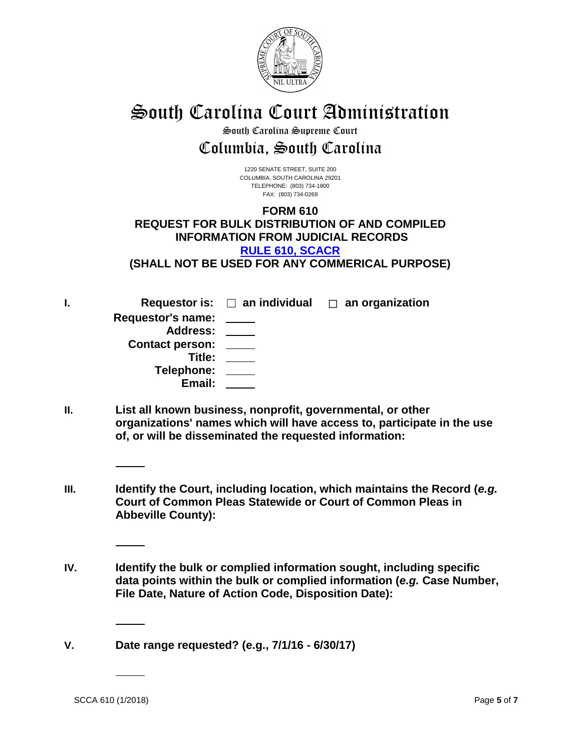# South Carolina Court Administration

South Carolina Supreme Court

## Columbia, South Carolina

1220 SENATE STREET, SUITE 200
COLUMBIA, SOUTH CAROLINA 29201
TELEPHONE: (803) 734-1800
FAX: (803) 734-0269

**FORM 610**
**REQUEST FOR BULK DISTRIBUTION OF AND COMPILED INFORMATION FROM JUDICIAL RECORDS**
**[RULE 610, SCACR]()**
**(SHALL NOT BE USED FOR ANY COMMERICAL PURPOSE)**

**I.** **Requestor is:** ☐ **an individual** ☐ **an organization**

**Requestor's name:** _____
**Address:** _____
**Contact person:** _____
**Title:** _____
**Telephone:** _____
**Email:** _____

**II.** **List all known business, nonprofit, governmental, or other organizations' names which will have access to, participate in the use of, or will be disseminated the requested information:**

_____

**III.** **Identify the Court, including location, which maintains the Record (*e.g.* Court of Common Pleas Statewide or Court of Common Pleas in Abbeville County):**

_____

**IV.** **Identify the bulk or complied information sought, including specific data points within the bulk or complied information (*e.g.* Case Number, File Date, Nature of Action Code, Disposition Date):**

_____

**V.** **Date range requested? (e.g., 7/1/16 - 6/30/17)**

_____

SCCA 610 (1/2018)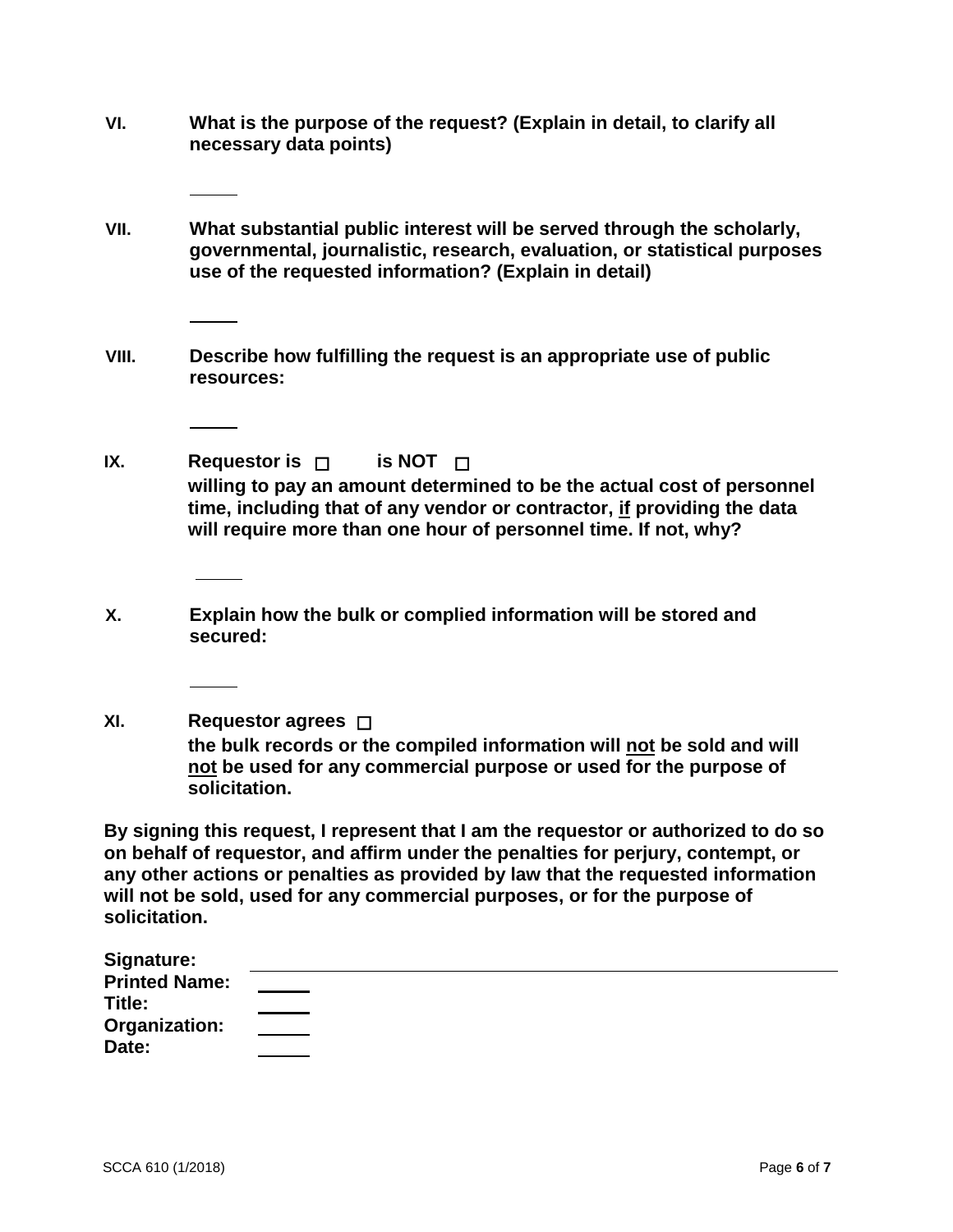**VI.** **What is the purpose of the request? (Explain in detail, to clarify all necessary data points)**

_____

**VII.** **What substantial public interest will be served through the scholarly, governmental, journalistic, research, evaluation, or statistical purposes use of the requested information? (Explain in detail)**

_____

**VIII.** **Describe how fulfilling the request is an appropriate use of public resources:**

_____

**IX.** **Requestor is ☐ is NOT ☐ willing to pay an amount determined to be the actual cost of personnel time, including that of any vendor or contractor, <u>if</u> providing the data will require more than one hour of personnel time. If not, why?**

_____

**X.** **Explain how the bulk or complied information will be stored and secured:**

_____

**XI.** **Requestor agrees ☐ the bulk records or the compiled information will <u>not</u> be sold and will <u>not</u> be used for any commercial purpose or used for the purpose of solicitation.**

**By signing this request, I represent that I am the requestor or authorized to do so on behalf of requestor, and affirm under the penalties for perjury, contempt, or any other actions or penalties as provided by law that the requested information will not be sold, used for any commercial purposes, or for the purpose of solicitation.**

**Signature:** ______________________________________________

**Printed Name:** _____

**Title:** _____

**Organization:** _____

**Date:** _____

SCCA 610 (1/2018)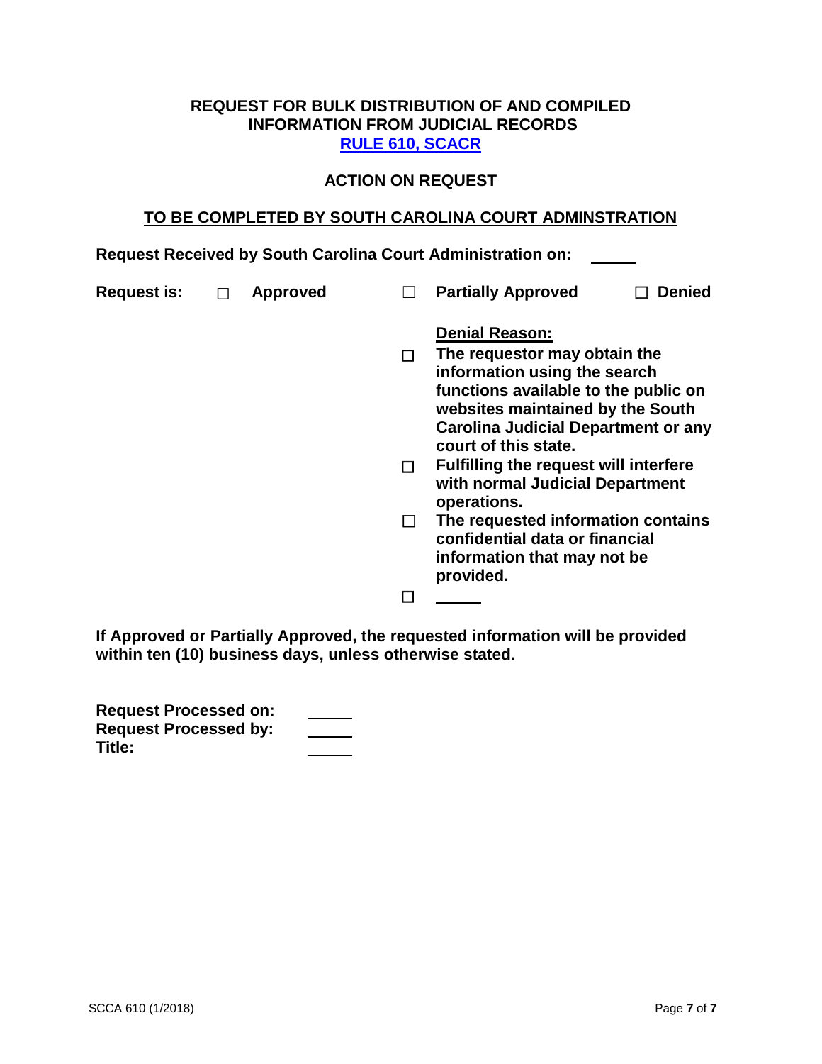**REQUEST FOR BULK DISTRIBUTION OF AND COMPILED INFORMATION FROM JUDICIAL RECORDS**
**[RULE 610, SCACR]**

## ACTION ON REQUEST

**TO BE COMPLETED BY SOUTH CAROLINA COURT ADMINSTRATION**

**Request Received by South Carolina Court Administration on:** \_\_\_\_\_

**Request is:** ☐ **Approved** ☐ **Partially Approved** ☐ **Denied**

**Denial Reason:**

- ☐ **The requestor may obtain the information using the search functions available to the public on websites maintained by the South Carolina Judicial Department or any court of this state.**
- ☐ **Fulfilling the request will interfere with normal Judicial Department operations.**
- ☐ **The requested information contains confidential data or financial information that may not be provided.**
- ☐ \_\_\_\_\_

**If Approved or Partially Approved, the requested information will be provided within ten (10) business days, unless otherwise stated.**

**Request Processed on:** \_\_\_\_\_
**Request Processed by:** \_\_\_\_\_
**Title:** \_\_\_\_\_

SCCA 610 (1/2018)